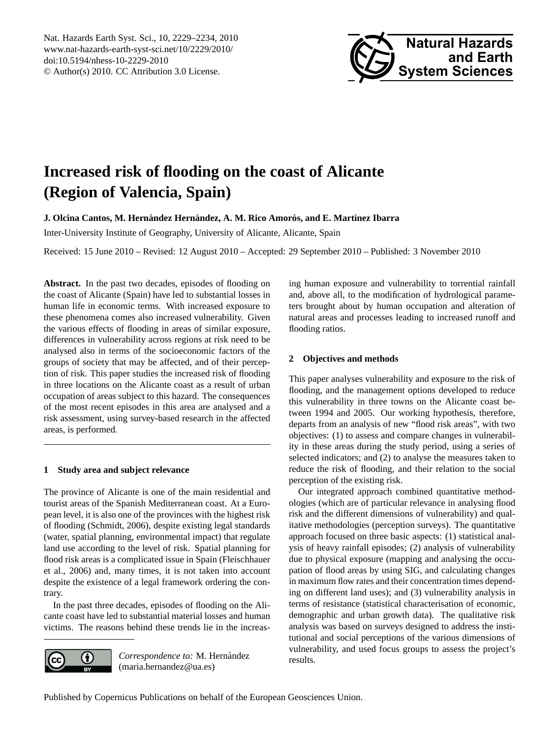# Increased risk of flooding on the coast of Alicante (Region of Valencia, Spain)

**J. Olcina Cantos, M. Hernández Hernández, A. M. Rico Amorós, and E. Martínez Ibarra**

Inter-University Institute of Geography, University of Alicante, Alicante, Spain

Received: 15 June 2010 – Revised: 12 August 2010 – Accepted: 29 September 2010 – Published: 3 November 2010

**Abstract.** In the past two decades, episodes of flooding on the coast of Alicante (Spain) have led to substantial losses in human life in economic terms. With increased exposure to these phenomena comes also increased vulnerability. Given the various effects of flooding in areas of similar exposure, differences in vulnerability across regions at risk need to be analysed also in terms of the socioeconomic factors of the groups of society that may be affected, and of their perception of risk. This paper studies the increased risk of flooding in three locations on the Alicante coast as a result of urban occupation of areas subject to this hazard. The consequences of the most recent episodes in this area are analysed and a risk assessment, using survey-based research in the affected areas, is performed.

## 1 Study area and subject relevance

The province of Alicante is one of the main residential and tourist areas of the Spanish Mediterranean coast. At a European level, it is also one of the provinces with the highest risk of flooding (Schmidt, 2006), despite existing legal standards (water, spatial planning, environmental impact) that regulate land use according to the level of risk. Spatial planning for flood risk areas is a complicated issue in Spain (Fleischhauer et al., 2006) and, many times, it is not taken into account despite the existence of a legal framework ordering the contrary.

In the past three decades, episodes of flooding on the Alicante coast have led to substantial material losses and human victims. The reasons behind these trends lie in the increasing human exposure and vulnerability to torrential rainfall and, above all, to the modification of hydrological parameters brought about by human occupation and alteration of natural areas and processes leading to increased runoff and flooding ratios.

## 2 Objectives and methods

This paper analyses vulnerability and exposure to the risk of flooding, and the management options developed to reduce this vulnerability in three towns on the Alicante coast between 1994 and 2005. Our working hypothesis, therefore, departs from an analysis of new "flood risk areas", with two objectives: (1) to assess and compare changes in vulnerability in these areas during the study period, using a series of selected indicators; and (2) to analyse the measures taken to reduce the risk of flooding, and their relation to the social perception of the existing risk.

Our integrated approach combined quantitative methodologies (which are of particular relevance in analysing flood risk and the different dimensions of vulnerability) and qualitative methodologies (perception surveys). The quantitative approach focused on three basic aspects: (1) statistical analysis of heavy rainfall episodes; (2) analysis of vulnerability due to physical exposure (mapping and analysing the occupation of flood areas by using SIG, and calculating changes in maximum flow rates and their concentration times depending on different land uses); and (3) vulnerability analysis in terms of resistance (statistical characterisation of economic, demographic and urban growth data). The qualitative risk analysis was based on surveys designed to address the institutional and social perceptions of the various dimensions of vulnerability, and used focus groups to assess the project's results.

*Correspondence to:* M. Hernández (maria.hernandez@ua.es)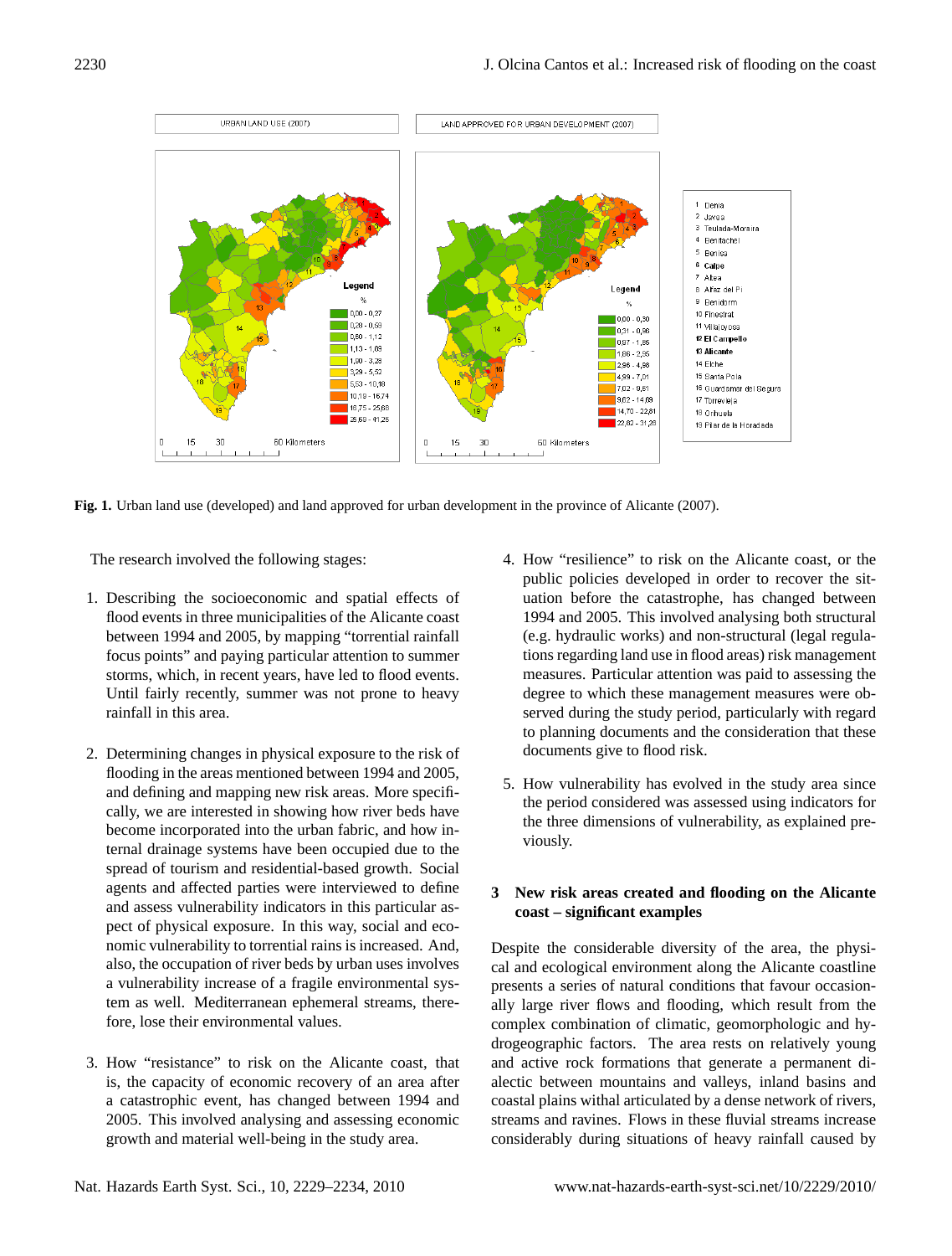**Fig. 1.** Urban land use (developed) and land approved for urban development in the province of Alicante (2007).

The research involved the following stages:

1. Describing the socioeconomic and spatial effects of flood events in three municipalities of the Alicante coast between 1994 and 2005, by mapping "torrential rainfall focus points" and paying particular attention to summer storms, which, in recent years, have led to flood events. Until fairly recently, summer was not prone to heavy rainfall in this area.

2. Determining changes in physical exposure to the risk of flooding in the areas mentioned between 1994 and 2005, and defining and mapping new risk areas. More specifically, we are interested in showing how river beds have become incorporated into the urban fabric, and how internal drainage systems have been occupied due to the spread of tourism and residential-based growth. Social agents and affected parties were interviewed to define and assess vulnerability indicators in this particular aspect of physical exposure. In this way, social and economic vulnerability to torrential rains is increased. And, also, the occupation of river beds by urban uses involves a vulnerability increase of a fragile environmental system as well. Mediterranean ephemeral streams, therefore, lose their environmental values.

3. How "resistance" to risk on the Alicante coast, that is, the capacity of economic recovery of an area after a catastrophic event, has changed between 1994 and 2005. This involved analysing and assessing economic growth and material well-being in the study area.

4. How "resilience" to risk on the Alicante coast, or the public policies developed in order to recover the situation before the catastrophe, has changed between 1994 and 2005. This involved analysing both structural (e.g. hydraulic works) and non-structural (legal regulations regarding land use in flood areas) risk management measures. Particular attention was paid to assessing the degree to which these management measures were observed during the study period, particularly with regard to planning documents and the consideration that these documents give to flood risk.

5. How vulnerability has evolved in the study area since the period considered was assessed using indicators for the three dimensions of vulnerability, as explained previously.

## 3 New risk areas created and flooding on the Alicante coast – significant examples

Despite the considerable diversity of the area, the physical and ecological environment along the Alicante coastline presents a series of natural conditions that favour occasionally large river flows and flooding, which result from the complex combination of climatic, geomorphologic and hydrogeographic factors. The area rests on relatively young and active rock formations that generate a permanent dialectic between mountains and valleys, inland basins and coastal plains withal articulated by a dense network of rivers, streams and ravines. Flows in these fluvial streams increase considerably during situations of heavy rainfall caused by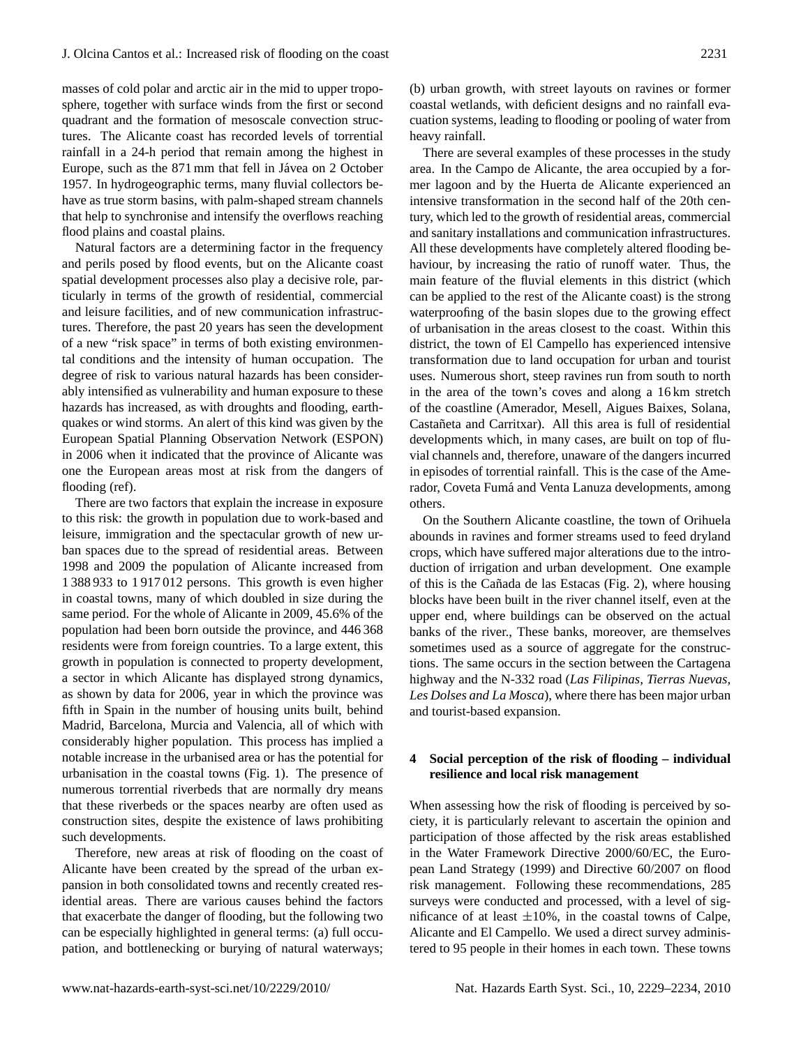masses of cold polar and arctic air in the mid to upper troposphere, together with surface winds from the first or second quadrant and the formation of mesoscale convection structures. The Alicante coast has recorded levels of torrential rainfall in a 24-h period that remain among the highest in Europe, such as the 871 mm that fell in Jávea on 2 October 1957. In hydrogeographic terms, many fluvial collectors behave as true storm basins, with palm-shaped stream channels that help to synchronise and intensify the overflows reaching flood plains and coastal plains.

Natural factors are a determining factor in the frequency and perils posed by flood events, but on the Alicante coast spatial development processes also play a decisive role, particularly in terms of the growth of residential, commercial and leisure facilities, and of new communication infrastructures. Therefore, the past 20 years has seen the development of a new "risk space" in terms of both existing environmental conditions and the intensity of human occupation. The degree of risk to various natural hazards has been considerably intensified as vulnerability and human exposure to these hazards has increased, as with droughts and flooding, earthquakes or wind storms. An alert of this kind was given by the European Spatial Planning Observation Network (ESPON) in 2006 when it indicated that the province of Alicante was one the European areas most at risk from the dangers of flooding (ref).

There are two factors that explain the increase in exposure to this risk: the growth in population due to work-based and leisure, immigration and the spectacular growth of new urban spaces due to the spread of residential areas. Between 1998 and 2009 the population of Alicante increased from 1 388 933 to 1 917 012 persons. This growth is even higher in coastal towns, many of which doubled in size during the same period. For the whole of Alicante in 2009, 45.6% of the population had been born outside the province, and 446 368 residents were from foreign countries. To a large extent, this growth in population is connected to property development, a sector in which Alicante has displayed strong dynamics, as shown by data for 2006, year in which the province was fifth in Spain in the number of housing units built, behind Madrid, Barcelona, Murcia and Valencia, all of which with considerably higher population. This process has implied a notable increase in the urbanised area or has the potential for urbanisation in the coastal towns (Fig. 1). The presence of numerous torrential riverbeds that are normally dry means that these riverbeds or the spaces nearby are often used as construction sites, despite the existence of laws prohibiting such developments.

Therefore, new areas at risk of flooding on the coast of Alicante have been created by the spread of the urban expansion in both consolidated towns and recently created residential areas. There are various causes behind the factors that exacerbate the danger of flooding, but the following two can be especially highlighted in general terms: (a) full occupation, and bottlenecking or burying of natural waterways; (b) urban growth, with street layouts on ravines or former coastal wetlands, with deficient designs and no rainfall evacuation systems, leading to flooding or pooling of water from heavy rainfall.

There are several examples of these processes in the study area. In the Campo de Alicante, the area occupied by a former lagoon and by the Huerta de Alicante experienced an intensive transformation in the second half of the 20th century, which led to the growth of residential areas, commercial and sanitary installations and communication infrastructures. All these developments have completely altered flooding behaviour, by increasing the ratio of runoff water. Thus, the main feature of the fluvial elements in this district (which can be applied to the rest of the Alicante coast) is the strong waterproofing of the basin slopes due to the growing effect of urbanisation in the areas closest to the coast. Within this district, the town of El Campello has experienced intensive transformation due to land occupation for urban and tourist uses. Numerous short, steep ravines run from south to north in the area of the town's coves and along a 16 km stretch of the coastline (Amerador, Mesell, Aigues Baixes, Solana, Castañeta and Carritxar). All this area is full of residential developments which, in many cases, are built on top of fluvial channels and, therefore, unaware of the dangers incurred in episodes of torrential rainfall. This is the case of the Amerador, Coveta Fumá and Venta Lanuza developments, among others.

On the Southern Alicante coastline, the town of Orihuela abounds in ravines and former streams used to feed dryland crops, which have suffered major alterations due to the introduction of irrigation and urban development. One example of this is the Cañada de las Estacas (Fig. 2), where housing blocks have been built in the river channel itself, even at the upper end, where buildings can be observed on the actual banks of the river., These banks, moreover, are themselves sometimes used as a source of aggregate for the constructions. The same occurs in the section between the Cartagena highway and the N-332 road (*Las Filipinas, Tierras Nuevas, Les Dolses and La Mosca*), where there has been major urban and tourist-based expansion.

## 4 Social perception of the risk of flooding – individual resilience and local risk management

When assessing how the risk of flooding is perceived by society, it is particularly relevant to ascertain the opinion and participation of those affected by the risk areas established in the Water Framework Directive 2000/60/EC, the European Land Strategy (1999) and Directive 60/2007 on flood risk management. Following these recommendations, 285 surveys were conducted and processed, with a level of significance of at least ±10%, in the coastal towns of Calpe, Alicante and El Campello. We used a direct survey administered to 95 people in their homes in each town. These towns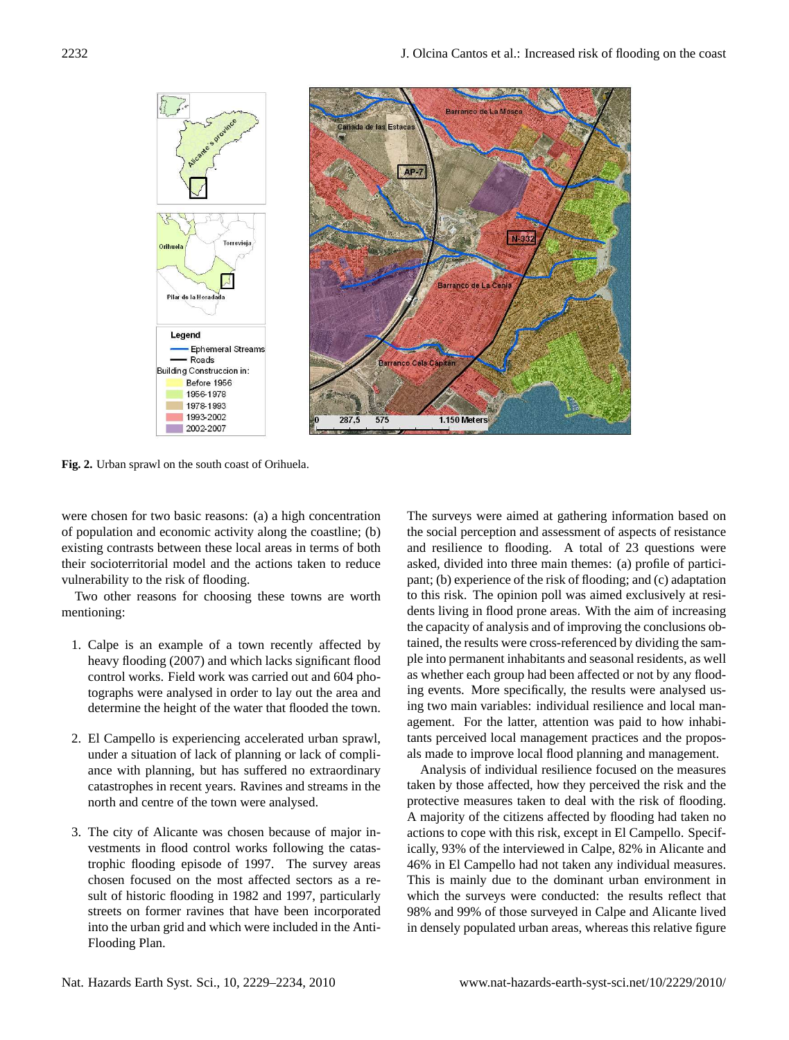**Fig. 2.** Urban sprawl on the south coast of Orihuela.

were chosen for two basic reasons: (a) a high concentration of population and economic activity along the coastline; (b) existing contrasts between these local areas in terms of both their socioterritorial model and the actions taken to reduce vulnerability to the risk of flooding.

Two other reasons for choosing these towns are worth mentioning:

1. Calpe is an example of a town recently affected by heavy flooding (2007) and which lacks significant flood control works. Field work was carried out and 604 photographs were analysed in order to lay out the area and determine the height of the water that flooded the town.

2. El Campello is experiencing accelerated urban sprawl, under a situation of lack of planning or lack of compliance with planning, but has suffered no extraordinary catastrophes in recent years. Ravines and streams in the north and centre of the town were analysed.

3. The city of Alicante was chosen because of major investments in flood control works following the catastrophic flooding episode of 1997. The survey areas chosen focused on the most affected sectors as a result of historic flooding in 1982 and 1997, particularly streets on former ravines that have been incorporated into the urban grid and which were included in the Anti-Flooding Plan.

The surveys were aimed at gathering information based on the social perception and assessment of aspects of resistance and resilience to flooding. A total of 23 questions were asked, divided into three main themes: (a) profile of participant; (b) experience of the risk of flooding; and (c) adaptation to this risk. The opinion poll was aimed exclusively at residents living in flood prone areas. With the aim of increasing the capacity of analysis and of improving the conclusions obtained, the results were cross-referenced by dividing the sample into permanent inhabitants and seasonal residents, as well as whether each group had been affected or not by any flooding events. More specifically, the results were analysed using two main variables: individual resilience and local management. For the latter, attention was paid to how inhabitants perceived local management practices and the proposals made to improve local flood planning and management.

Analysis of individual resilience focused on the measures taken by those affected, how they perceived the risk and the protective measures taken to deal with the risk of flooding. A majority of the citizens affected by flooding had taken no actions to cope with this risk, except in El Campello. Specifically, 93% of the interviewed in Calpe, 82% in Alicante and 46% in El Campello had not taken any individual measures. This is mainly due to the dominant urban environment in which the surveys were conducted: the results reflect that 98% and 99% of those surveyed in Calpe and Alicante lived in densely populated urban areas, whereas this relative figure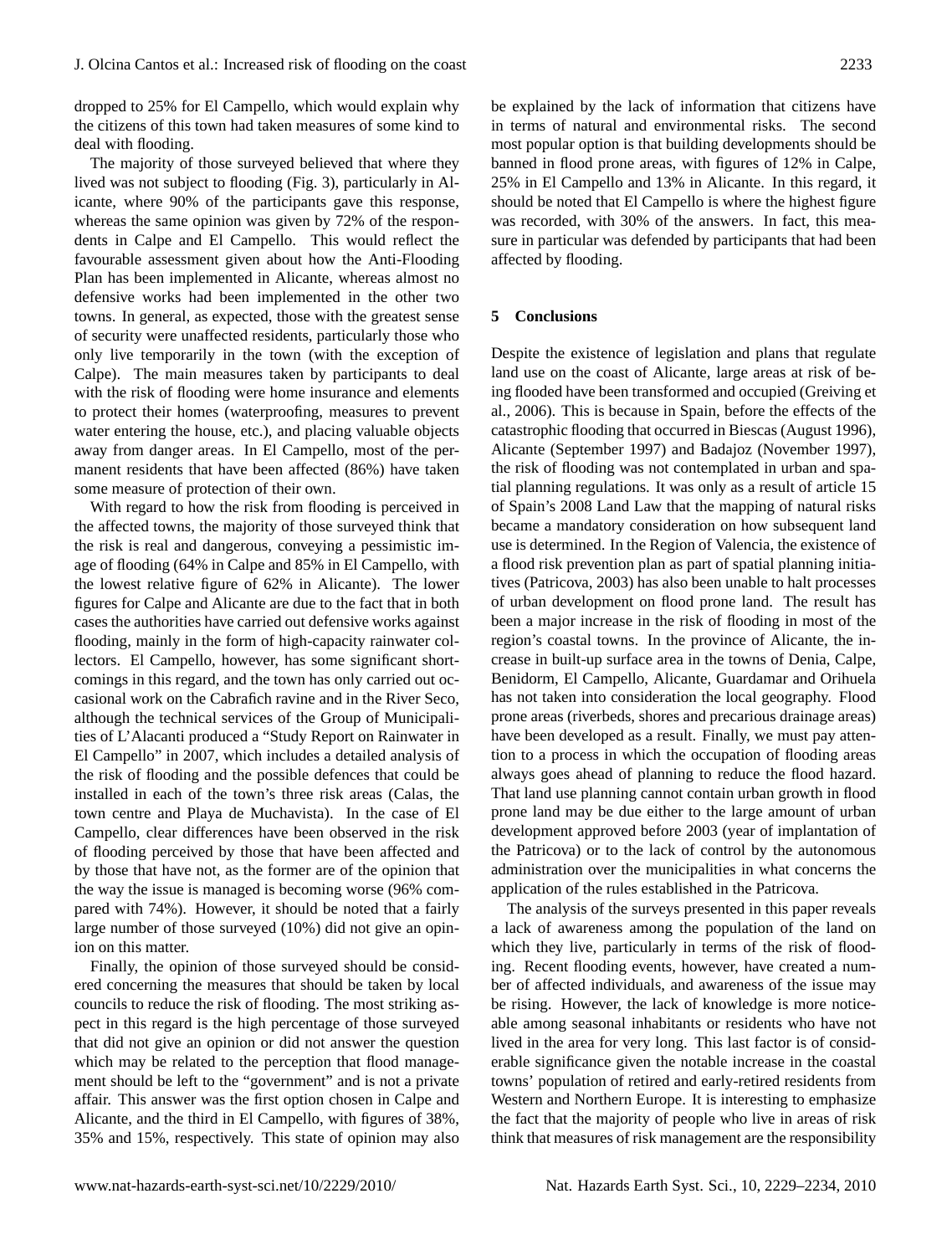dropped to 25% for El Campello, which would explain why the citizens of this town had taken measures of some kind to deal with flooding.

The majority of those surveyed believed that where they lived was not subject to flooding (Fig. 3), particularly in Alicante, where 90% of the participants gave this response, whereas the same opinion was given by 72% of the respondents in Calpe and El Campello. This would reflect the favourable assessment given about how the Anti-Flooding Plan has been implemented in Alicante, whereas almost no defensive works had been implemented in the other two towns. In general, as expected, those with the greatest sense of security were unaffected residents, particularly those who only live temporarily in the town (with the exception of Calpe). The main measures taken by participants to deal with the risk of flooding were home insurance and elements to protect their homes (waterproofing, measures to prevent water entering the house, etc.), and placing valuable objects away from danger areas. In El Campello, most of the permanent residents that have been affected (86%) have taken some measure of protection of their own.

With regard to how the risk from flooding is perceived in the affected towns, the majority of those surveyed think that the risk is real and dangerous, conveying a pessimistic image of flooding (64% in Calpe and 85% in El Campello, with the lowest relative figure of 62% in Alicante). The lower figures for Calpe and Alicante are due to the fact that in both cases the authorities have carried out defensive works against flooding, mainly in the form of high-capacity rainwater collectors. El Campello, however, has some significant shortcomings in this regard, and the town has only carried out occasional work on the Cabrafich ravine and in the River Seco, although the technical services of the Group of Municipalities of L'Alacanti produced a "Study Report on Rainwater in El Campello" in 2007, which includes a detailed analysis of the risk of flooding and the possible defences that could be installed in each of the town's three risk areas (Calas, the town centre and Playa de Muchavista). In the case of El Campello, clear differences have been observed in the risk of flooding perceived by those that have been affected and by those that have not, as the former are of the opinion that the way the issue is managed is becoming worse (96% compared with 74%). However, it should be noted that a fairly large number of those surveyed (10%) did not give an opinion on this matter.

Finally, the opinion of those surveyed should be considered concerning the measures that should be taken by local councils to reduce the risk of flooding. The most striking aspect in this regard is the high percentage of those surveyed that did not give an opinion or did not answer the question which may be related to the perception that flood management should be left to the "government" and is not a private affair. This answer was the first option chosen in Calpe and Alicante, and the third in El Campello, with figures of 38%, 35% and 15%, respectively. This state of opinion may also be explained by the lack of information that citizens have in terms of natural and environmental risks. The second most popular option is that building developments should be banned in flood prone areas, with figures of 12% in Calpe, 25% in El Campello and 13% in Alicante. In this regard, it should be noted that El Campello is where the highest figure was recorded, with 30% of the answers. In fact, this measure in particular was defended by participants that had been affected by flooding.

## 5 Conclusions

Despite the existence of legislation and plans that regulate land use on the coast of Alicante, large areas at risk of being flooded have been transformed and occupied (Greiving et al., 2006). This is because in Spain, before the effects of the catastrophic flooding that occurred in Biescas (August 1996), Alicante (September 1997) and Badajoz (November 1997), the risk of flooding was not contemplated in urban and spatial planning regulations. It was only as a result of article 15 of Spain's 2008 Land Law that the mapping of natural risks became a mandatory consideration on how subsequent land use is determined. In the Region of Valencia, the existence of a flood risk prevention plan as part of spatial planning initiatives (Patricova, 2003) has also been unable to halt processes of urban development on flood prone land. The result has been a major increase in the risk of flooding in most of the region's coastal towns. In the province of Alicante, the increase in built-up surface area in the towns of Denia, Calpe, Benidorm, El Campello, Alicante, Guardamar and Orihuela has not taken into consideration the local geography. Flood prone areas (riverbeds, shores and precarious drainage areas) have been developed as a result. Finally, we must pay attention to a process in which the occupation of flooding areas always goes ahead of planning to reduce the flood hazard. That land use planning cannot contain urban growth in flood prone land may be due either to the large amount of urban development approved before 2003 (year of implantation of the Patricova) or to the lack of control by the autonomous administration over the municipalities in what concerns the application of the rules established in the Patricova.

The analysis of the surveys presented in this paper reveals a lack of awareness among the population of the land on which they live, particularly in terms of the risk of flooding. Recent flooding events, however, have created a number of affected individuals, and awareness of the issue may be rising. However, the lack of knowledge is more noticeable among seasonal inhabitants or residents who have not lived in the area for very long. This last factor is of considerable significance given the notable increase in the coastal towns' population of retired and early-retired residents from Western and Northern Europe. It is interesting to emphasize the fact that the majority of people who live in areas of risk think that measures of risk management are the responsibility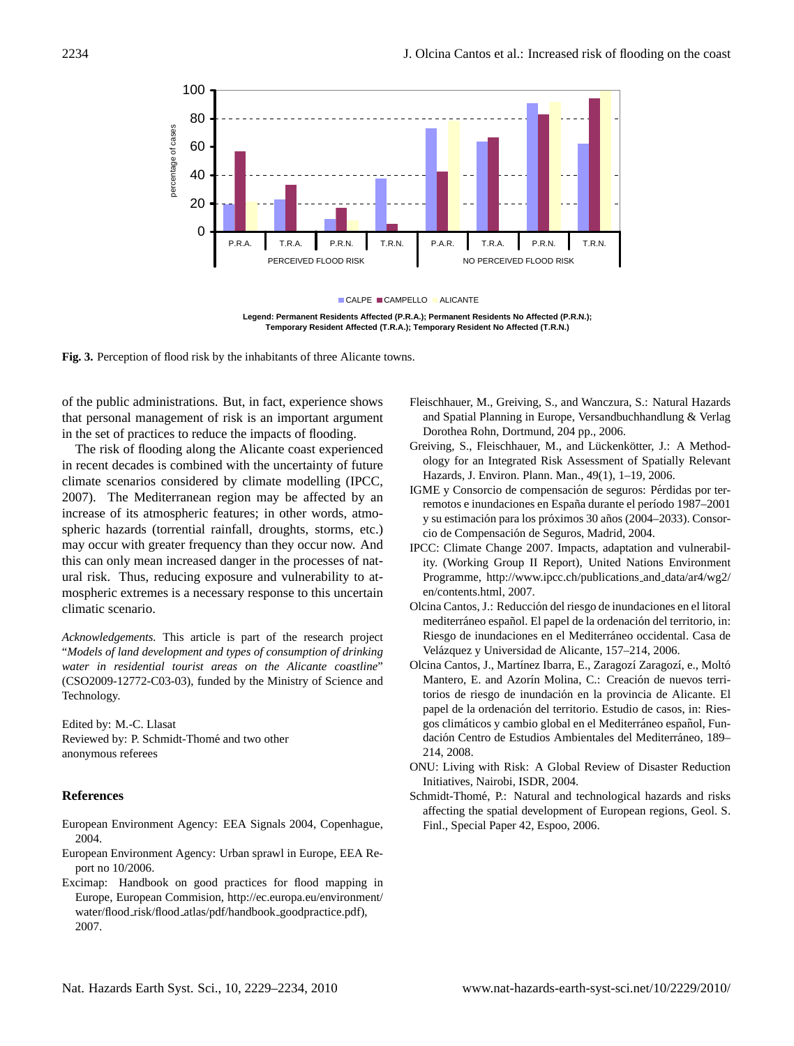100
80
60
40
20
0
percentage of cases
P.R.A. T.R.A. P.R.N. T.R.N. P.A.R. T.R.A. P.R.N. T.R.N.
PERCEIVED FLOOD RISK
NO PERCEIVED FLOOD RISK
CALPE CAMPELLO ALICANTE

**Legend: Permanent Residents Affected (P.R.A.); Permanent Residents No Affected (P.R.N.); Temporary Resident Affected (T.R.A.); Temporary Resident No Affected (T.R.N.)**

**Fig. 3.** Perception of flood risk by the inhabitants of three Alicante towns.

of the public administrations. But, in fact, experience shows that personal management of risk is an important argument in the set of practices to reduce the impacts of flooding.

The risk of flooding along the Alicante coast experienced in recent decades is combined with the uncertainty of future climate scenarios considered by climate modelling (IPCC, 2007). The Mediterranean region may be affected by an increase of its atmospheric features; in other words, atmospheric hazards (torrential rainfall, droughts, storms, etc.) may occur with greater frequency than they occur now. And this can only mean increased danger in the processes of natural risk. Thus, reducing exposure and vulnerability to atmospheric extremes is a necessary response to this uncertain climatic scenario.

*Acknowledgements.* This article is part of the research project "*Models of land development and types of consumption of drinking water in residential tourist areas on the Alicante coastline*" (CSO2009-12772-C03-03), funded by the Ministry of Science and Technology.

Edited by: M.-C. Llasat
Reviewed by: P. Schmidt-Thomé and two other anonymous referees

## References

European Environment Agency: EEA Signals 2004, Copenhague, 2004.

European Environment Agency: Urban sprawl in Europe, EEA Report no 10/2006.

Excimap: Handbook on good practices for flood mapping in Europe, European Commision, http://ec.europa.eu/environment/water/flood_risk/flood_atlas/pdf/handbook_goodpractice.pdf), 2007.

Fleischhauer, M., Greiving, S., and Wanczura, S.: Natural Hazards and Spatial Planning in Europe, Versandbuchhandlung & Verlag Dorothea Rohn, Dortmund, 204 pp., 2006.

Greiving, S., Fleischhauer, M., and Lückenkötter, J.: A Methodology for an Integrated Risk Assessment of Spatially Relevant Hazards, J. Environ. Plann. Man., 49(1), 1–19, 2006.

IGME y Consorcio de compensación de seguros: Pérdidas por terremotos e inundaciones en España durante el período 1987–2001 y su estimación para los próximos 30 años (2004–2033). Consorcio de Compensación de Seguros, Madrid, 2004.

IPCC: Climate Change 2007. Impacts, adaptation and vulnerability. (Working Group II Report), United Nations Environment Programme, http://www.ipcc.ch/publications_and_data/ar4/wg2/en/contents.html, 2007.

Olcina Cantos, J.: Reducción del riesgo de inundaciones en el litoral mediterráneo español. El papel de la ordenación del territorio, in: Riesgo de inundaciones en el Mediterráneo occidental. Casa de Velázquez y Universidad de Alicante, 157–214, 2006.

Olcina Cantos, J., Martínez Ibarra, E., Zaragozí Zaragozí, e., Moltó Mantero, E. and Azorín Molina, C.: Creación de nuevos territorios de riesgo de inundación en la provincia de Alicante. El papel de la ordenación del territorio. Estudio de casos, in: Riesgos climáticos y cambio global en el Mediterráneo español, Fundación Centro de Estudios Ambientales del Mediterráneo, 189–214, 2008.

ONU: Living with Risk: A Global Review of Disaster Reduction Initiatives, Nairobi, ISDR, 2004.

Schmidt-Thomé, P.: Natural and technological hazards and risks affecting the spatial development of European regions, Geol. S. Finl., Special Paper 42, Espoo, 2006.